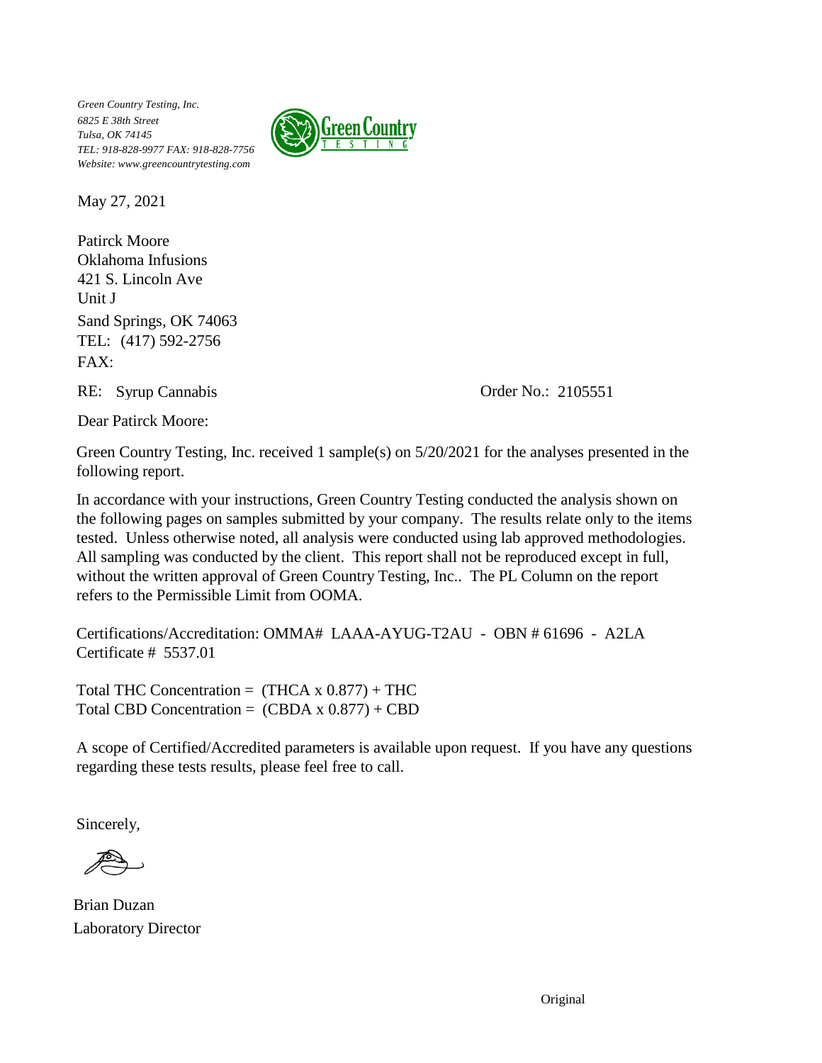*Green Country Testing, Inc.*
*6825 E 38th Street*
*Tulsa, OK 74145*
*TEL: 918-828-9977 FAX: 918-828-7756*
*Website: www.greencountrytesting.com*

Green Country
TESTING

May 27, 2021

Patirck Moore
Oklahoma Infusions
421 S. Lincoln Ave
Unit J
Sand Springs, OK 74063
TEL: (417) 592-2756
FAX:

RE: Syrup Cannabis

Order No.: 2105551

Dear Patirck Moore:

Green Country Testing, Inc. received 1 sample(s) on 5/20/2021 for the analyses presented in the following report.

In accordance with your instructions, Green Country Testing conducted the analysis shown on the following pages on samples submitted by your company. The results relate only to the items tested. Unless otherwise noted, all analysis were conducted using lab approved methodologies. All sampling was conducted by the client. This report shall not be reproduced except in full, without the written approval of Green Country Testing, Inc.. The PL Column on the report refers to the Permissible Limit from OOMA.

Certifications/Accreditation: OMMA# LAAA-AYUG-T2AU - OBN # 61696 - A2LA Certificate # 5537.01

Total THC Concentration = (THCA x 0.877) + THC
Total CBD Concentration = (CBDA x 0.877) + CBD

A scope of Certified/Accredited parameters is available upon request. If you have any questions regarding these tests results, please feel free to call.

Sincerely,

Brian Duzan
Laboratory Director

Original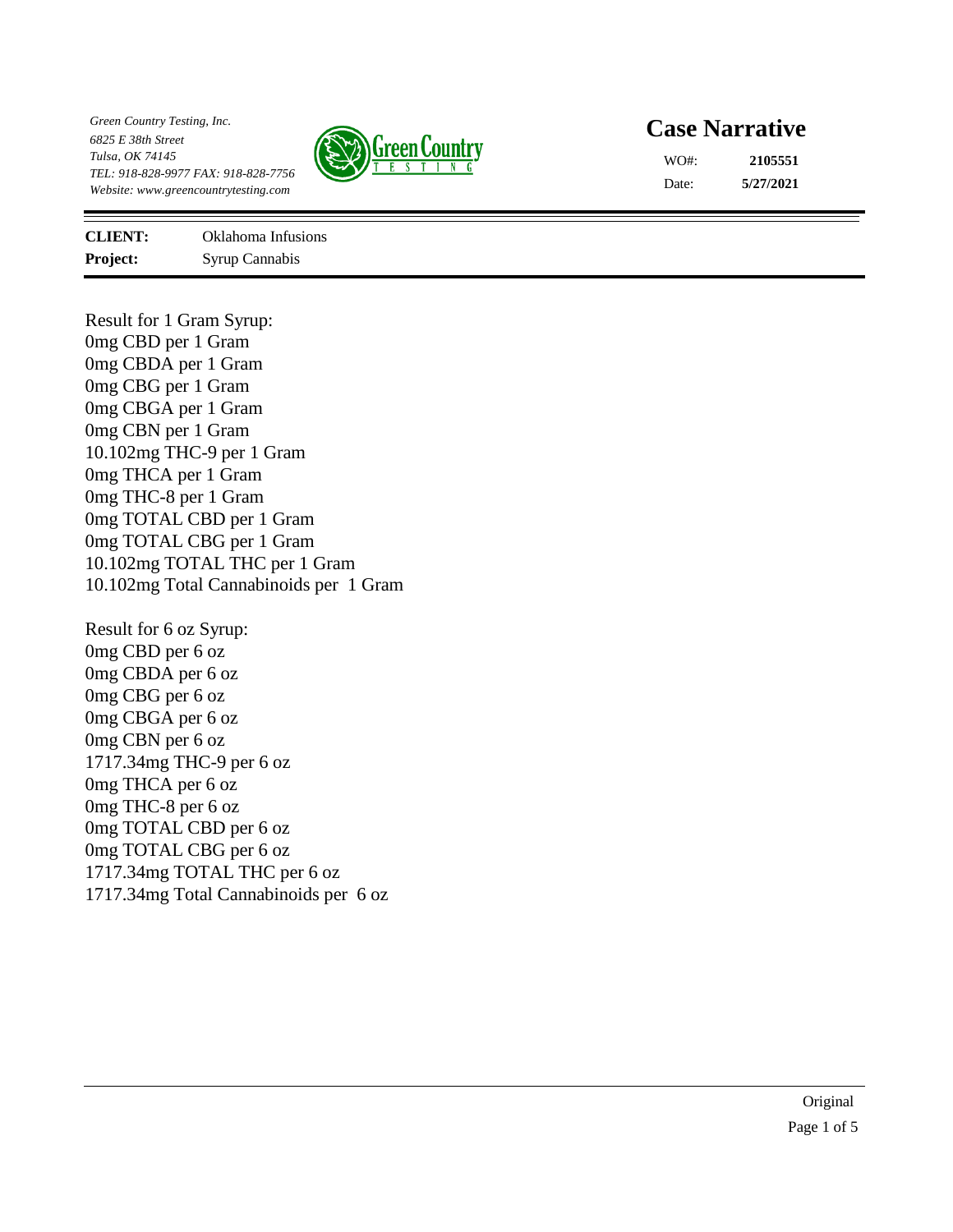Green Country Testing, Inc.
6825 E 38th Street
Tulsa, OK 74145
TEL: 918-828-9977 FAX: 918-828-7756
Website: www.greencountrytesting.com

# Case Narrative

WO#: **2105551**
Date: **5/27/2021**

**CLIENT:** Oklahoma Infusions
**Project:** Syrup Cannabis

Result for 1 Gram Syrup:
0mg CBD per 1 Gram
0mg CBDA per 1 Gram
0mg CBG per 1 Gram
0mg CBGA per 1 Gram
0mg CBN per 1 Gram
10.102mg THC-9 per 1 Gram
0mg THCA per 1 Gram
0mg THC-8 per 1 Gram
0mg TOTAL CBD per 1 Gram
0mg TOTAL CBG per 1 Gram
10.102mg TOTAL THC per 1 Gram
10.102mg Total Cannabinoids per 1 Gram

Result for 6 oz Syrup:
0mg CBD per 6 oz
0mg CBDA per 6 oz
0mg CBG per 6 oz
0mg CBGA per 6 oz
0mg CBN per 6 oz
1717.34mg THC-9 per 6 oz
0mg THCA per 6 oz
0mg THC-8 per 6 oz
0mg TOTAL CBD per 6 oz
0mg TOTAL CBG per 6 oz
1717.34mg TOTAL THC per 6 oz
1717.34mg Total Cannabinoids per 6 oz

Original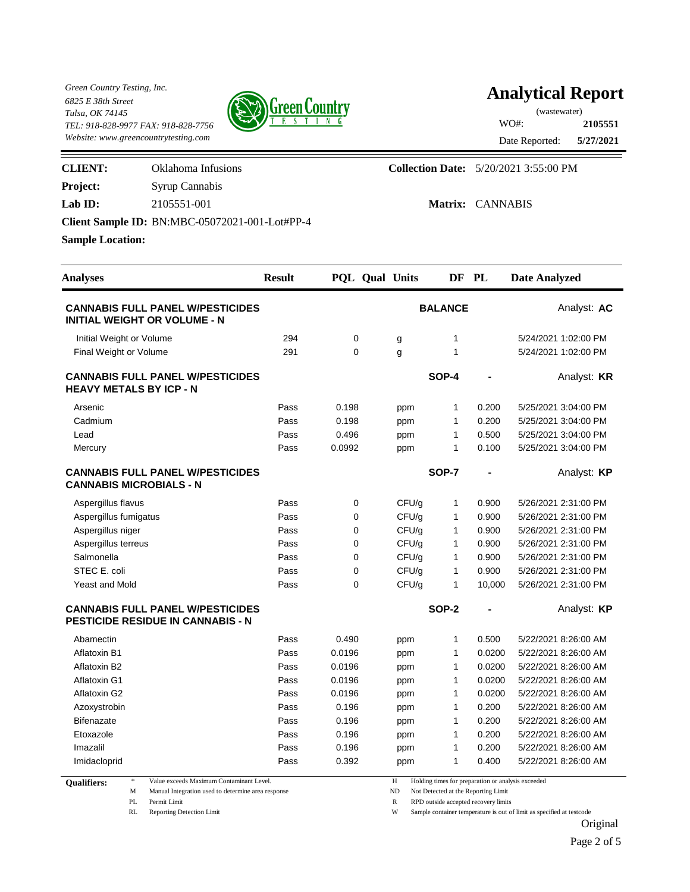Green Country Testing, Inc.
6825 E 38th Street
Tulsa, OK 74145
TEL: 918-828-9977 FAX: 918-828-7756
Website: www.greencountrytesting.com

# Analytical Report

(wastewater)

WO#: **2105551**

Date Reported: **5/27/2021**

**CLIENT:** Oklahoma Infusions

**Project:** Syrup Cannabis

**Lab ID:** 2105551-001

**Client Sample ID:** BN:MBC-05072021-001-Lot#PP-4

**Sample Location:**

**Collection Date:** 5/20/2021 3:55:00 PM

**Matrix:** CANNABIS

| Analyses | Result | PQL | Qual | Units | DF | PL | Date Analyzed |
|---|---|---|---|---|---|---|---|
| **CANNABIS FULL PANEL W/PESTICIDES INITIAL WEIGHT OR VOLUME - N** | | | | **BALANCE** | | | Analyst: **AC** |
| Initial Weight or Volume | 294 | 0 | | g | 1 | | 5/24/2021 1:02:00 PM |
| Final Weight or Volume | 291 | 0 | | g | 1 | | 5/24/2021 1:02:00 PM |
| **CANNABIS FULL PANEL W/PESTICIDES HEAVY METALS BY ICP - N** | | | | **SOP-4** | | - | Analyst: **KR** |
| Arsenic | Pass | 0.198 | | ppm | 1 | 0.200 | 5/25/2021 3:04:00 PM |
| Cadmium | Pass | 0.198 | | ppm | 1 | 0.200 | 5/25/2021 3:04:00 PM |
| Lead | Pass | 0.496 | | ppm | 1 | 0.500 | 5/25/2021 3:04:00 PM |
| Mercury | Pass | 0.0992 | | ppm | 1 | 0.100 | 5/25/2021 3:04:00 PM |
| **CANNABIS FULL PANEL W/PESTICIDES CANNABIS MICROBIALS - N** | | | | **SOP-7** | | - | Analyst: **KP** |
| Aspergillus flavus | Pass | 0 | | CFU/g | 1 | 0.900 | 5/26/2021 2:31:00 PM |
| Aspergillus fumigatus | Pass | 0 | | CFU/g | 1 | 0.900 | 5/26/2021 2:31:00 PM |
| Aspergillus niger | Pass | 0 | | CFU/g | 1 | 0.900 | 5/26/2021 2:31:00 PM |
| Aspergillus terreus | Pass | 0 | | CFU/g | 1 | 0.900 | 5/26/2021 2:31:00 PM |
| Salmonella | Pass | 0 | | CFU/g | 1 | 0.900 | 5/26/2021 2:31:00 PM |
| STEC E. coli | Pass | 0 | | CFU/g | 1 | 0.900 | 5/26/2021 2:31:00 PM |
| Yeast and Mold | Pass | 0 | | CFU/g | 1 | 10,000 | 5/26/2021 2:31:00 PM |
| **CANNABIS FULL PANEL W/PESTICIDES PESTICIDE RESIDUE IN CANNABIS - N** | | | | **SOP-2** | | - | Analyst: **KP** |
| Abamectin | Pass | 0.490 | | ppm | 1 | 0.500 | 5/22/2021 8:26:00 AM |
| Aflatoxin B1 | Pass | 0.0196 | | ppm | 1 | 0.0200 | 5/22/2021 8:26:00 AM |
| Aflatoxin B2 | Pass | 0.0196 | | ppm | 1 | 0.0200 | 5/22/2021 8:26:00 AM |
| Aflatoxin G1 | Pass | 0.0196 | | ppm | 1 | 0.0200 | 5/22/2021 8:26:00 AM |
| Aflatoxin G2 | Pass | 0.0196 | | ppm | 1 | 0.0200 | 5/22/2021 8:26:00 AM |
| Azoxystrobin | Pass | 0.196 | | ppm | 1 | 0.200 | 5/22/2021 8:26:00 AM |
| Bifenazate | Pass | 0.196 | | ppm | 1 | 0.200 | 5/22/2021 8:26:00 AM |
| Etoxazole | Pass | 0.196 | | ppm | 1 | 0.200 | 5/22/2021 8:26:00 AM |
| Imazalil | Pass | 0.196 | | ppm | 1 | 0.200 | 5/22/2021 8:26:00 AM |
| Imidacloprid | Pass | 0.392 | | ppm | 1 | 0.400 | 5/22/2021 8:26:00 AM |

**Qualifiers:**

| | | | |
|---|---|---|---|
| * | Value exceeds Maximum Contaminant Level. | H | Holding times for preparation or analysis exceeded |
| M | Manual Integration used to determine area response | ND | Not Detected at the Reporting Limit |
| PL | Permit Limit | R | RPD outside accepted recovery limits |
| RL | Reporting Detection Limit | W | Sample container temperature is out of limit as specified at testcode |

Original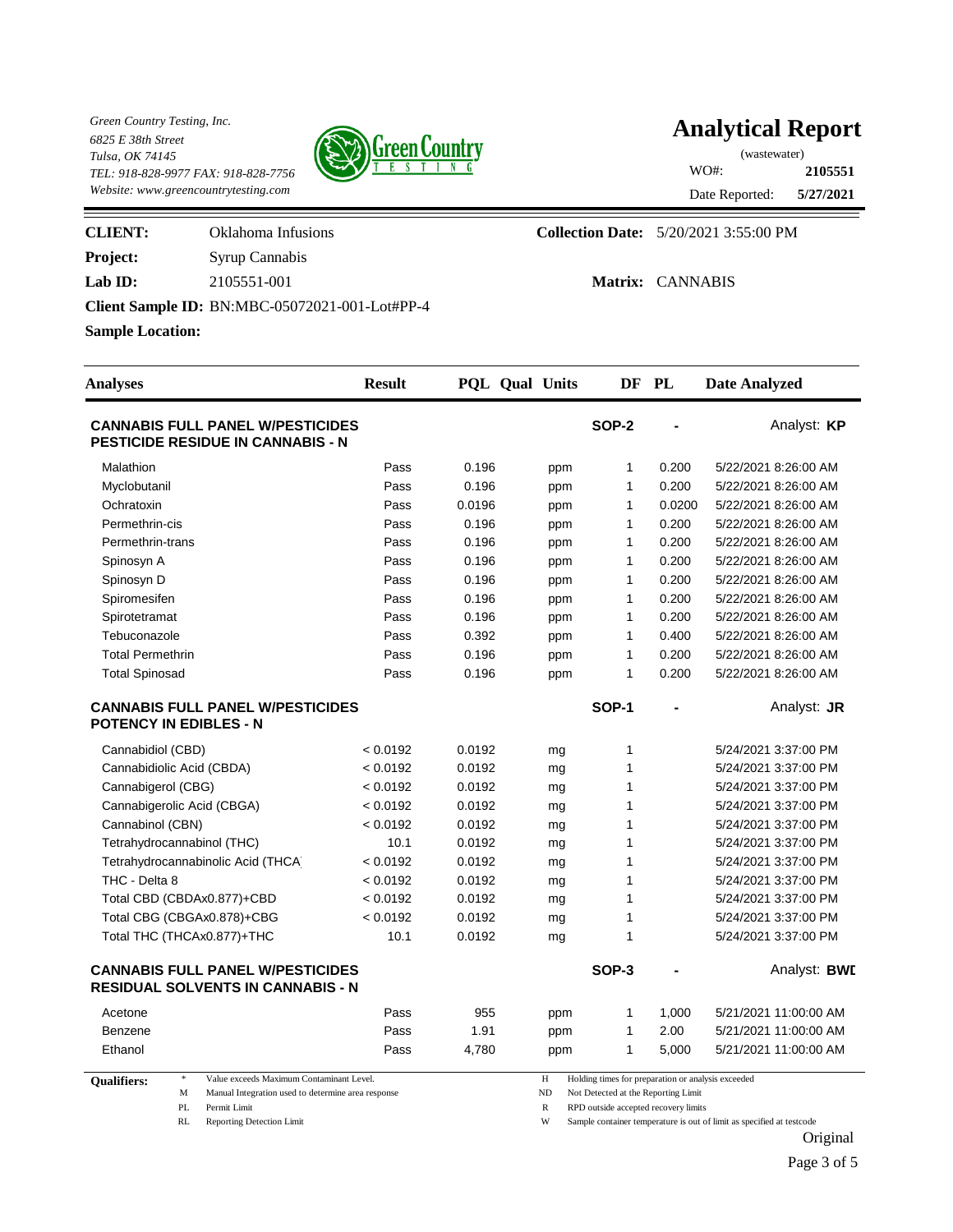Green Country Testing, Inc.
6825 E 38th Street
Tulsa, OK 74145
TEL: 918-828-9977 FAX: 918-828-7756
Website: www.greencountrytesting.com

# Analytical Report

(wastewater)

WO#: **2105551**

Date Reported: **5/27/2021**

**CLIENT:** Oklahoma Infusions

**Project:** Syrup Cannabis

**Lab ID:** 2105551-001

**Client Sample ID:** BN:MBC-05072021-001-Lot#PP-4

**Sample Location:**

**Collection Date:** 5/20/2021 3:55:00 PM

**Matrix:** CANNABIS

| Analyses | Result | PQL | Qual | Units | DF | PL | Date Analyzed |
|---|---|---|---|---|---|---|---|
| **CANNABIS FULL PANEL W/PESTICIDES PESTICIDE RESIDUE IN CANNABIS - N** | | | | | SOP-2 | - | Analyst: **KP** |
| Malathion | Pass | 0.196 | | ppm | 1 | 0.200 | 5/22/2021 8:26:00 AM |
| Myclobutanil | Pass | 0.196 | | ppm | 1 | 0.200 | 5/22/2021 8:26:00 AM |
| Ochratoxin | Pass | 0.0196 | | ppm | 1 | 0.0200 | 5/22/2021 8:26:00 AM |
| Permethrin-cis | Pass | 0.196 | | ppm | 1 | 0.200 | 5/22/2021 8:26:00 AM |
| Permethrin-trans | Pass | 0.196 | | ppm | 1 | 0.200 | 5/22/2021 8:26:00 AM |
| Spinosyn A | Pass | 0.196 | | ppm | 1 | 0.200 | 5/22/2021 8:26:00 AM |
| Spinosyn D | Pass | 0.196 | | ppm | 1 | 0.200 | 5/22/2021 8:26:00 AM |
| Spiromesifen | Pass | 0.196 | | ppm | 1 | 0.200 | 5/22/2021 8:26:00 AM |
| Spirotetramat | Pass | 0.196 | | ppm | 1 | 0.200 | 5/22/2021 8:26:00 AM |
| Tebuconazole | Pass | 0.392 | | ppm | 1 | 0.400 | 5/22/2021 8:26:00 AM |
| Total Permethrin | Pass | 0.196 | | ppm | 1 | 0.200 | 5/22/2021 8:26:00 AM |
| Total Spinosad | Pass | 0.196 | | ppm | 1 | 0.200 | 5/22/2021 8:26:00 AM |
| **CANNABIS FULL PANEL W/PESTICIDES POTENCY IN EDIBLES - N** | | | | | SOP-1 | - | Analyst: **JR** |
| Cannabidiol (CBD) | < 0.0192 | 0.0192 | | mg | 1 | | 5/24/2021 3:37:00 PM |
| Cannabidiolic Acid (CBDA) | < 0.0192 | 0.0192 | | mg | 1 | | 5/24/2021 3:37:00 PM |
| Cannabigerol (CBG) | < 0.0192 | 0.0192 | | mg | 1 | | 5/24/2021 3:37:00 PM |
| Cannabigerolic Acid (CBGA) | < 0.0192 | 0.0192 | | mg | 1 | | 5/24/2021 3:37:00 PM |
| Cannabinol (CBN) | < 0.0192 | 0.0192 | | mg | 1 | | 5/24/2021 3:37:00 PM |
| Tetrahydrocannabinol (THC) | 10.1 | 0.0192 | | mg | 1 | | 5/24/2021 3:37:00 PM |
| Tetrahydrocannabinolic Acid (THCA | < 0.0192 | 0.0192 | | mg | 1 | | 5/24/2021 3:37:00 PM |
| THC - Delta 8 | < 0.0192 | 0.0192 | | mg | 1 | | 5/24/2021 3:37:00 PM |
| Total CBD (CBDAx0.877)+CBD | < 0.0192 | 0.0192 | | mg | 1 | | 5/24/2021 3:37:00 PM |
| Total CBG (CBGAx0.878)+CBG | < 0.0192 | 0.0192 | | mg | 1 | | 5/24/2021 3:37:00 PM |
| Total THC (THCAx0.877)+THC | 10.1 | 0.0192 | | mg | 1 | | 5/24/2021 3:37:00 PM |
| **CANNABIS FULL PANEL W/PESTICIDES RESIDUAL SOLVENTS IN CANNABIS - N** | | | | | SOP-3 | - | Analyst: **BWD** |
| Acetone | Pass | 955 | | ppm | 1 | 1,000 | 5/21/2021 11:00:00 AM |
| Benzene | Pass | 1.91 | | ppm | 1 | 2.00 | 5/21/2021 11:00:00 AM |
| Ethanol | Pass | 4,780 | | ppm | 1 | 5,000 | 5/21/2021 11:00:00 AM |

**Qualifiers:**

- * Value exceeds Maximum Contaminant Level.
- M Manual Integration used to determine area response
- PL Permit Limit
- RL Reporting Detection Limit
- H Holding times for preparation or analysis exceeded
- ND Not Detected at the Reporting Limit
- R RPD outside accepted recovery limits
- W Sample container temperature is out of limit as specified at testcode

Original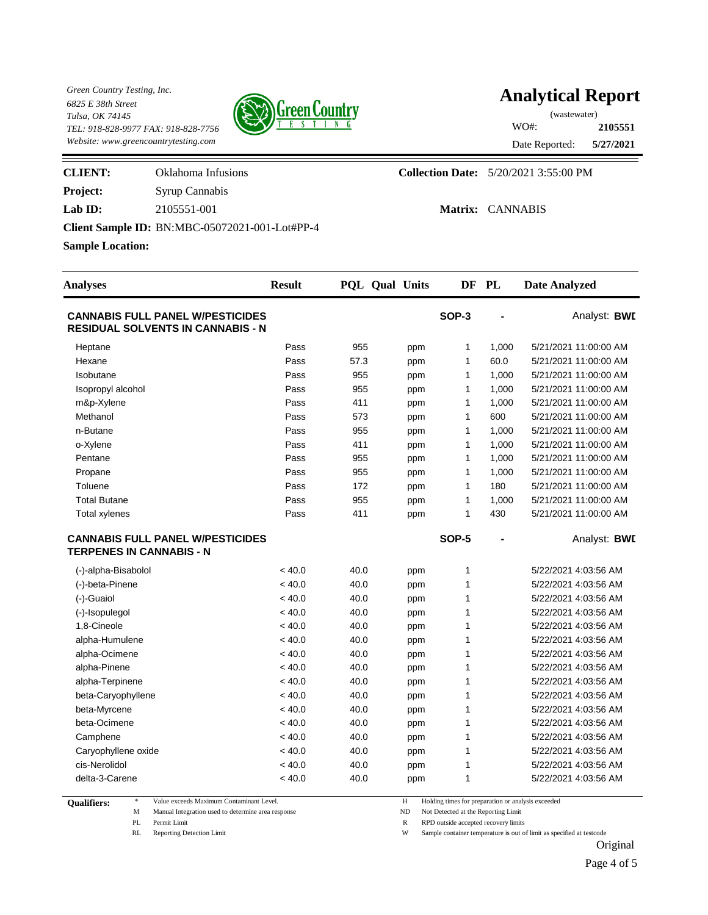Green Country Testing, Inc.
6825 E 38th Street
Tulsa, OK 74145
TEL: 918-828-9977 FAX: 918-828-7756
Website: www.greencountrytesting.com

# Analytical Report

(wastewater)

WO#: **2105551**

Date Reported: **5/27/2021**

**CLIENT:** Oklahoma Infusions

**Collection Date:** 5/20/2021 3:55:00 PM

**Project:** Syrup Cannabis

**Lab ID:** 2105551-001

**Matrix:** CANNABIS

**Client Sample ID:** BN:MBC-05072021-001-Lot#PP-4

**Sample Location:**

| Analyses | Result | PQL | Qual | Units | DF | PL | Date Analyzed |
|---|---|---|---|---|---|---|---|
| **CANNABIS FULL PANEL W/PESTICIDES RESIDUAL SOLVENTS IN CANNABIS - N** | | | | | SOP-3 | - | Analyst: **BWD** |
| Heptane | Pass | 955 | | ppm | 1 | 1,000 | 5/21/2021 11:00:00 AM |
| Hexane | Pass | 57.3 | | ppm | 1 | 60.0 | 5/21/2021 11:00:00 AM |
| Isobutane | Pass | 955 | | ppm | 1 | 1,000 | 5/21/2021 11:00:00 AM |
| Isopropyl alcohol | Pass | 955 | | ppm | 1 | 1,000 | 5/21/2021 11:00:00 AM |
| m&p-Xylene | Pass | 411 | | ppm | 1 | 1,000 | 5/21/2021 11:00:00 AM |
| Methanol | Pass | 573 | | ppm | 1 | 600 | 5/21/2021 11:00:00 AM |
| n-Butane | Pass | 955 | | ppm | 1 | 1,000 | 5/21/2021 11:00:00 AM |
| o-Xylene | Pass | 411 | | ppm | 1 | 1,000 | 5/21/2021 11:00:00 AM |
| Pentane | Pass | 955 | | ppm | 1 | 1,000 | 5/21/2021 11:00:00 AM |
| Propane | Pass | 955 | | ppm | 1 | 1,000 | 5/21/2021 11:00:00 AM |
| Toluene | Pass | 172 | | ppm | 1 | 180 | 5/21/2021 11:00:00 AM |
| Total Butane | Pass | 955 | | ppm | 1 | 1,000 | 5/21/2021 11:00:00 AM |
| Total xylenes | Pass | 411 | | ppm | 1 | 430 | 5/21/2021 11:00:00 AM |
| **CANNABIS FULL PANEL W/PESTICIDES TERPENES IN CANNABIS - N** | | | | | SOP-5 | - | Analyst: **BWD** |
| (-)-alpha-Bisabolol | < 40.0 | 40.0 | | ppm | 1 | | 5/22/2021 4:03:56 AM |
| (-)-beta-Pinene | < 40.0 | 40.0 | | ppm | 1 | | 5/22/2021 4:03:56 AM |
| (-)-Guaiol | < 40.0 | 40.0 | | ppm | 1 | | 5/22/2021 4:03:56 AM |
| (-)-Isopulegol | < 40.0 | 40.0 | | ppm | 1 | | 5/22/2021 4:03:56 AM |
| 1,8-Cineole | < 40.0 | 40.0 | | ppm | 1 | | 5/22/2021 4:03:56 AM |
| alpha-Humulene | < 40.0 | 40.0 | | ppm | 1 | | 5/22/2021 4:03:56 AM |
| alpha-Ocimene | < 40.0 | 40.0 | | ppm | 1 | | 5/22/2021 4:03:56 AM |
| alpha-Pinene | < 40.0 | 40.0 | | ppm | 1 | | 5/22/2021 4:03:56 AM |
| alpha-Terpinene | < 40.0 | 40.0 | | ppm | 1 | | 5/22/2021 4:03:56 AM |
| beta-Caryophyllene | < 40.0 | 40.0 | | ppm | 1 | | 5/22/2021 4:03:56 AM |
| beta-Myrcene | < 40.0 | 40.0 | | ppm | 1 | | 5/22/2021 4:03:56 AM |
| beta-Ocimene | < 40.0 | 40.0 | | ppm | 1 | | 5/22/2021 4:03:56 AM |
| Camphene | < 40.0 | 40.0 | | ppm | 1 | | 5/22/2021 4:03:56 AM |
| Caryophyllene oxide | < 40.0 | 40.0 | | ppm | 1 | | 5/22/2021 4:03:56 AM |
| cis-Nerolidol | < 40.0 | 40.0 | | ppm | 1 | | 5/22/2021 4:03:56 AM |
| delta-3-Carene | < 40.0 | 40.0 | | ppm | 1 | | 5/22/2021 4:03:56 AM |

**Qualifiers:**

| | | | |
|---|---|---|---|
| * | Value exceeds Maximum Contaminant Level. | H | Holding times for preparation or analysis exceeded |
| M | Manual Integration used to determine area response | ND | Not Detected at the Reporting Limit |
| PL | Permit Limit | R | RPD outside accepted recovery limits |
| RL | Reporting Detection Limit | W | Sample container temperature is out of limit as specified at testcode |

Original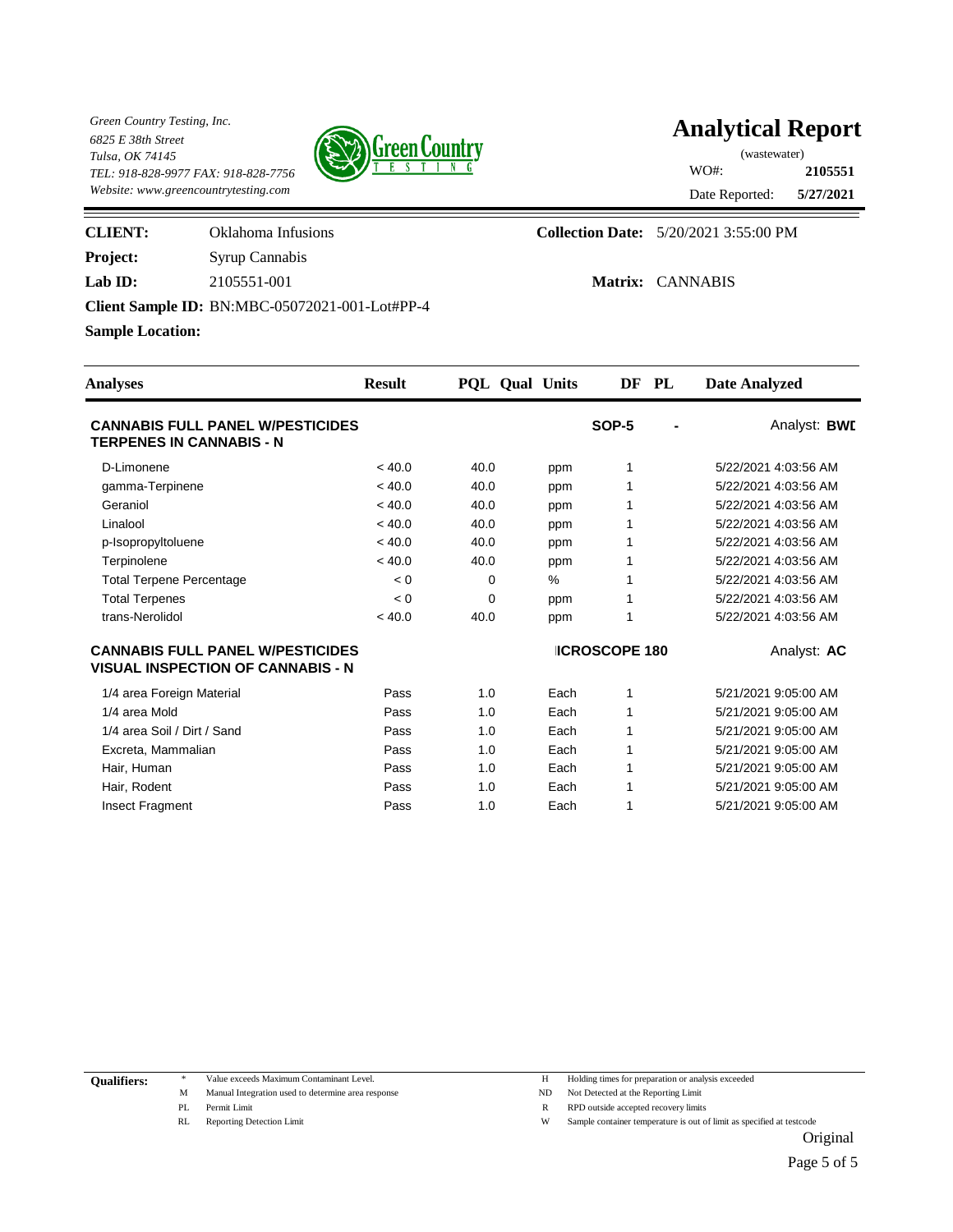*Green Country Testing, Inc.*
*6825 E 38th Street*
*Tulsa, OK 74145*
*TEL: 918-828-9977 FAX: 918-828-7756*
*Website: www.greencountrytesting.com*

# Analytical Report

(wastewater)

WO#: **2105551**

Date Reported: **5/27/2021**

**CLIENT:** Oklahoma Infusions

**Project:** Syrup Cannabis

**Lab ID:** 2105551-001

**Client Sample ID:** BN:MBC-05072021-001-Lot#PP-4

**Sample Location:**

**Collection Date:** 5/20/2021 3:55:00 PM

**Matrix:** CANNABIS

| Analyses | Result | PQL | Qual | Units | DF | PL | Date Analyzed |
|---|---|---|---|---|---|---|---|
| **CANNABIS FULL PANEL W/PESTICIDES TERPENES IN CANNABIS - N** | | | | | **SOP-5** | **-** | Analyst: **BWD** |
| D-Limonene | < 40.0 | 40.0 | | ppm | 1 | | 5/22/2021 4:03:56 AM |
| gamma-Terpinene | < 40.0 | 40.0 | | ppm | 1 | | 5/22/2021 4:03:56 AM |
| Geraniol | < 40.0 | 40.0 | | ppm | 1 | | 5/22/2021 4:03:56 AM |
| Linalool | < 40.0 | 40.0 | | ppm | 1 | | 5/22/2021 4:03:56 AM |
| p-Isopropyltoluene | < 40.0 | 40.0 | | ppm | 1 | | 5/22/2021 4:03:56 AM |
| Terpinolene | < 40.0 | 40.0 | | ppm | 1 | | 5/22/2021 4:03:56 AM |
| Total Terpene Percentage | < 0 | 0 | | % | 1 | | 5/22/2021 4:03:56 AM |
| Total Terpenes | < 0 | 0 | | ppm | 1 | | 5/22/2021 4:03:56 AM |
| trans-Nerolidol | < 40.0 | 40.0 | | ppm | 1 | | 5/22/2021 4:03:56 AM |
| **CANNABIS FULL PANEL W/PESTICIDES VISUAL INSPECTION OF CANNABIS - N** | | | | | **ICROSCOPE 180** | | Analyst: **AC** |
| 1/4 area Foreign Material | Pass | 1.0 | | Each | 1 | | 5/21/2021 9:05:00 AM |
| 1/4 area Mold | Pass | 1.0 | | Each | 1 | | 5/21/2021 9:05:00 AM |
| 1/4 area Soil / Dirt / Sand | Pass | 1.0 | | Each | 1 | | 5/21/2021 9:05:00 AM |
| Excreta, Mammalian | Pass | 1.0 | | Each | 1 | | 5/21/2021 9:05:00 AM |
| Hair, Human | Pass | 1.0 | | Each | 1 | | 5/21/2021 9:05:00 AM |
| Hair, Rodent | Pass | 1.0 | | Each | 1 | | 5/21/2021 9:05:00 AM |
| Insect Fragment | Pass | 1.0 | | Each | 1 | | 5/21/2021 9:05:00 AM |

**Qualifiers:**

- \* Value exceeds Maximum Contaminant Level.
- M Manual Integration used to determine area response
- PL Permit Limit
- RL Reporting Detection Limit
- H Holding times for preparation or analysis exceeded
- ND Not Detected at the Reporting Limit
- R RPD outside accepted recovery limits
- W Sample container temperature is out of limit as specified at testcode

Original